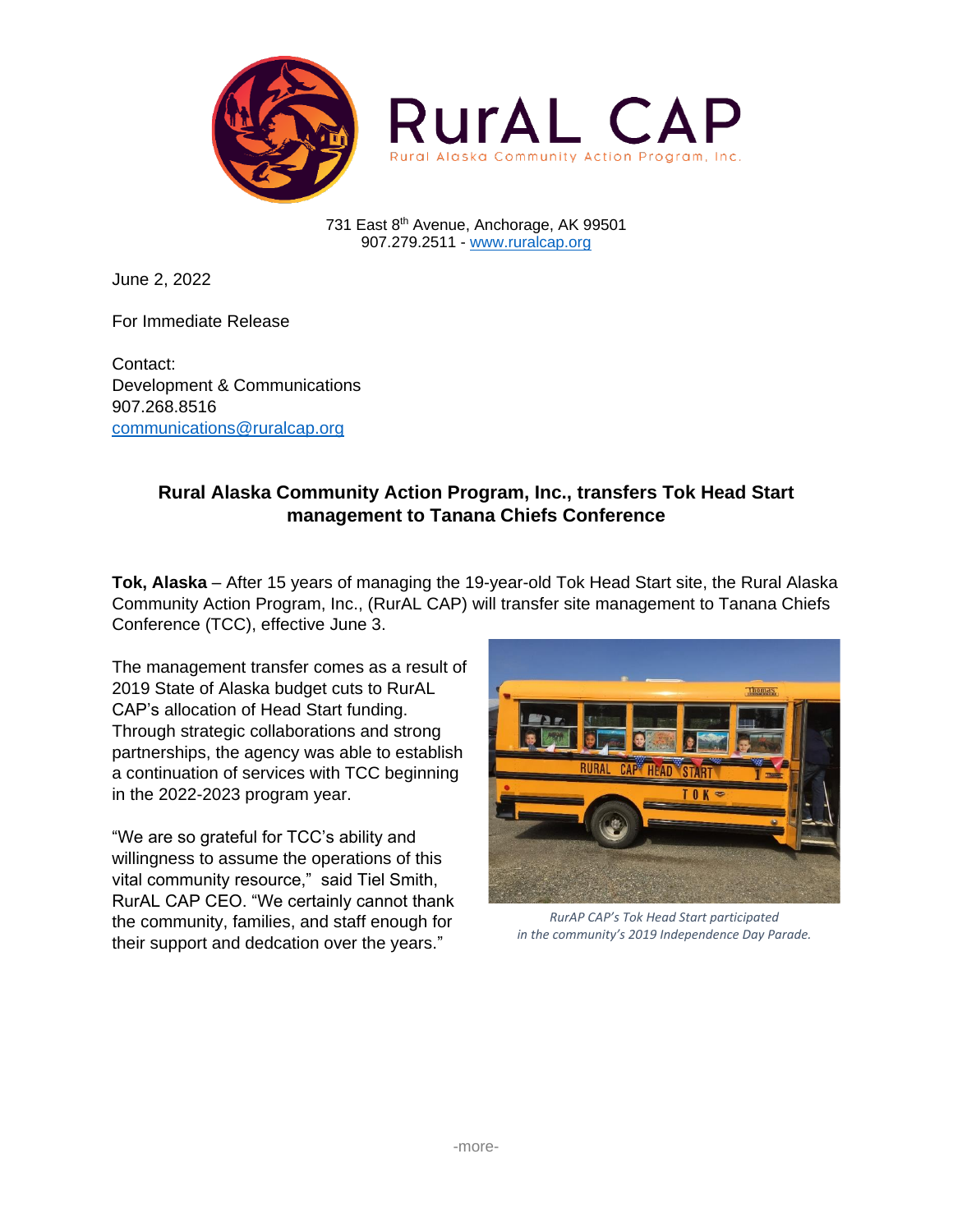RurAL CAP

Rural Alaska Community Action Program, Inc.

731 East 8th Avenue, Anchorage, AK 99501
907.279.2511 - www.ruralcap.org

June 2, 2022

For Immediate Release

Contact:
Development & Communications
907.268.8516
communications@ruralcap.org

**Rural Alaska Community Action Program, Inc., transfers Tok Head Start management to Tanana Chiefs Conference**

**Tok, Alaska** – After 15 years of managing the 19-year-old Tok Head Start site, the Rural Alaska Community Action Program, Inc., (RurAL CAP) will transfer site management to Tanana Chiefs Conference (TCC), effective June 3.

The management transfer comes as a result of 2019 State of Alaska budget cuts to RurAL CAP's allocation of Head Start funding. Through strategic collaborations and strong partnerships, the agency was able to establish a continuation of services with TCC beginning in the 2022-2023 program year.

"We are so grateful for TCC's ability and willingness to assume the operations of this vital community resource," said Tiel Smith, RurAL CAP CEO. "We certainly cannot thank the community, families, and staff enough for their support and dedcation over the years."

*RurAP CAP's Tok Head Start participated in the community's 2019 Independence Day Parade.*

-more-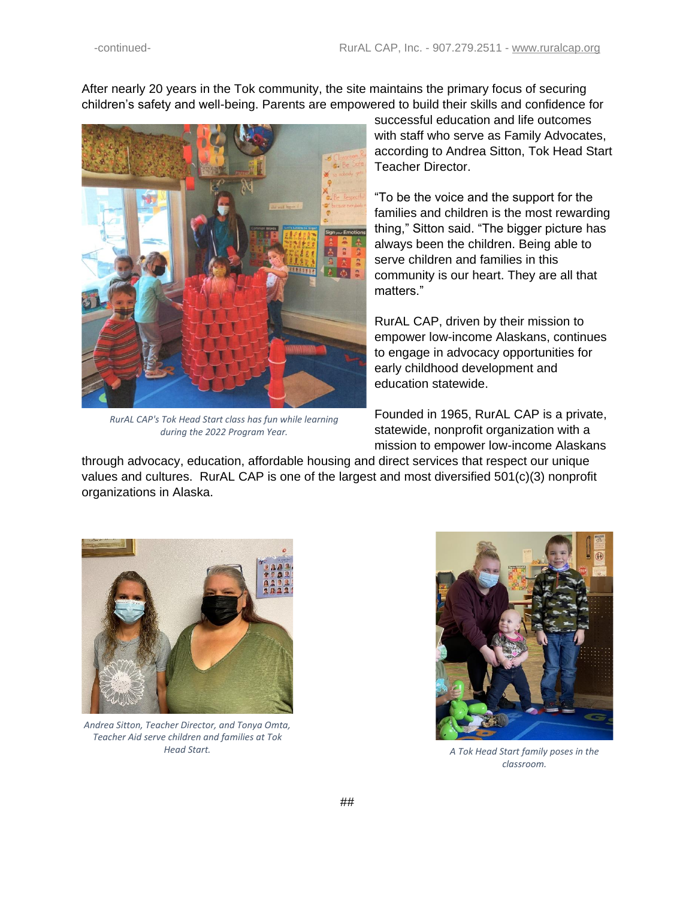After nearly 20 years in the Tok community, the site maintains the primary focus of securing children's safety and well-being. Parents are empowered to build their skills and confidence for successful education and life outcomes with staff who serve as Family Advocates, according to Andrea Sitton, Tok Head Start Teacher Director.

RurAL CAP's Tok Head Start class has fun while learning during the 2022 Program Year.

"To be the voice and the support for the families and children is the most rewarding thing," Sitton said. "The bigger picture has always been the children. Being able to serve children and families in this community is our heart. They are all that matters."

RurAL CAP, driven by their mission to empower low-income Alaskans, continues to engage in advocacy opportunities for early childhood development and education statewide.

Founded in 1965, RurAL CAP is a private, statewide, nonprofit organization with a mission to empower low-income Alaskans through advocacy, education, affordable housing and direct services that respect our unique values and cultures. RurAL CAP is one of the largest and most diversified 501(c)(3) nonprofit organizations in Alaska.

*Andrea Sitton, Teacher Director, and Tonya Omta, Teacher Aid serve children and families at Tok Head Start.*

*A Tok Head Start family poses in the classroom.*

##